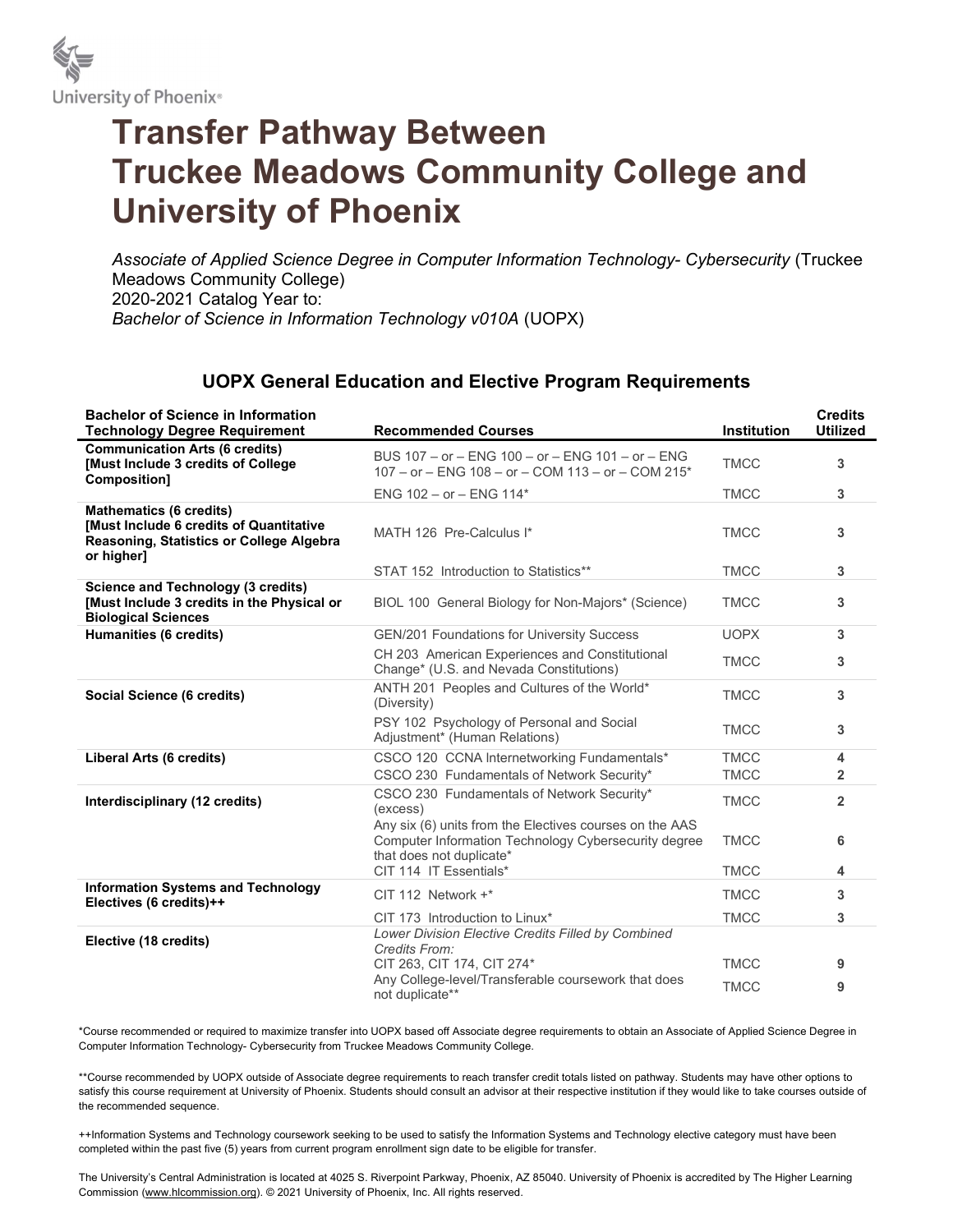University of Phoenix®

# Transfer Pathway Between Truckee Meadows Community College and University of Phoenix

*Associate of Applied Science Degree in Computer Information Technology- Cybersecurity* (Truckee Meadows Community College)
2020-2021 Catalog Year to:
*Bachelor of Science in Information Technology v010A* (UOPX)

## UOPX General Education and Elective Program Requirements

| Bachelor of Science in Information Technology Degree Requirement | Recommended Courses | Institution | Credits Utilized |
|---|---|---|---|
| **Communication Arts (6 credits) [Must Include 3 credits of College Composition]** | BUS 107 – or – ENG 100 – or – ENG 101 – or – ENG 107 – or – ENG 108 – or – COM 113 – or – COM 215* | TMCC | 3 |
| | ENG 102 – or – ENG 114* | TMCC | 3 |
| **Mathematics (6 credits) [Must Include 6 credits of Quantitative Reasoning, Statistics or College Algebra or higher]** | MATH 126 Pre-Calculus I* | TMCC | 3 |
| | STAT 152 Introduction to Statistics** | TMCC | 3 |
| **Science and Technology (3 credits) [Must Include 3 credits in the Physical or Biological Sciences** | BIOL 100 General Biology for Non-Majors* (Science) | TMCC | 3 |
| **Humanities (6 credits)** | GEN/201 Foundations for University Success | UOPX | 3 |
| | CH 203 American Experiences and Constitutional Change* (U.S. and Nevada Constitutions) | TMCC | 3 |
| **Social Science (6 credits)** | ANTH 201 Peoples and Cultures of the World* (Diversity) | TMCC | 3 |
| | PSY 102 Psychology of Personal and Social Adjustment* (Human Relations) | TMCC | 3 |
| **Liberal Arts (6 credits)** | CSCO 120 CCNA Internetworking Fundamentals* | TMCC | 4 |
| | CSCO 230 Fundamentals of Network Security* | TMCC | 2 |
| **Interdisciplinary (12 credits)** | CSCO 230 Fundamentals of Network Security* (excess) | TMCC | 2 |
| | Any six (6) units from the Electives courses on the AAS Computer Information Technology Cybersecurity degree that does not duplicate* | TMCC | 6 |
| | CIT 114 IT Essentials* | TMCC | 4 |
| **Information Systems and Technology Electives (6 credits)++** | CIT 112 Network +* | TMCC | 3 |
| | CIT 173 Introduction to Linux* | TMCC | 3 |
| **Elective (18 credits)** | *Lower Division Elective Credits Filled by Combined Credits From:* CIT 263, CIT 174, CIT 274* | TMCC | 9 |
| | Any College-level/Transferable coursework that does not duplicate** | TMCC | 9 |

*Course recommended or required to maximize transfer into UOPX based off Associate degree requirements to obtain an Associate of Applied Science Degree in Computer Information Technology- Cybersecurity from Truckee Meadows Community College.

**Course recommended by UOPX outside of Associate degree requirements to reach transfer credit totals listed on pathway. Students may have other options to satisfy this course requirement at University of Phoenix. Students should consult an advisor at their respective institution if they would like to take courses outside of the recommended sequence.

++Information Systems and Technology coursework seeking to be used to satisfy the Information Systems and Technology elective category must have been completed within the past five (5) years from current program enrollment sign date to be eligible for transfer.

The University's Central Administration is located at 4025 S. Riverpoint Parkway, Phoenix, AZ 85040. University of Phoenix is accredited by The Higher Learning Commission (www.hlcommission.org). © 2021 University of Phoenix, Inc. All rights reserved.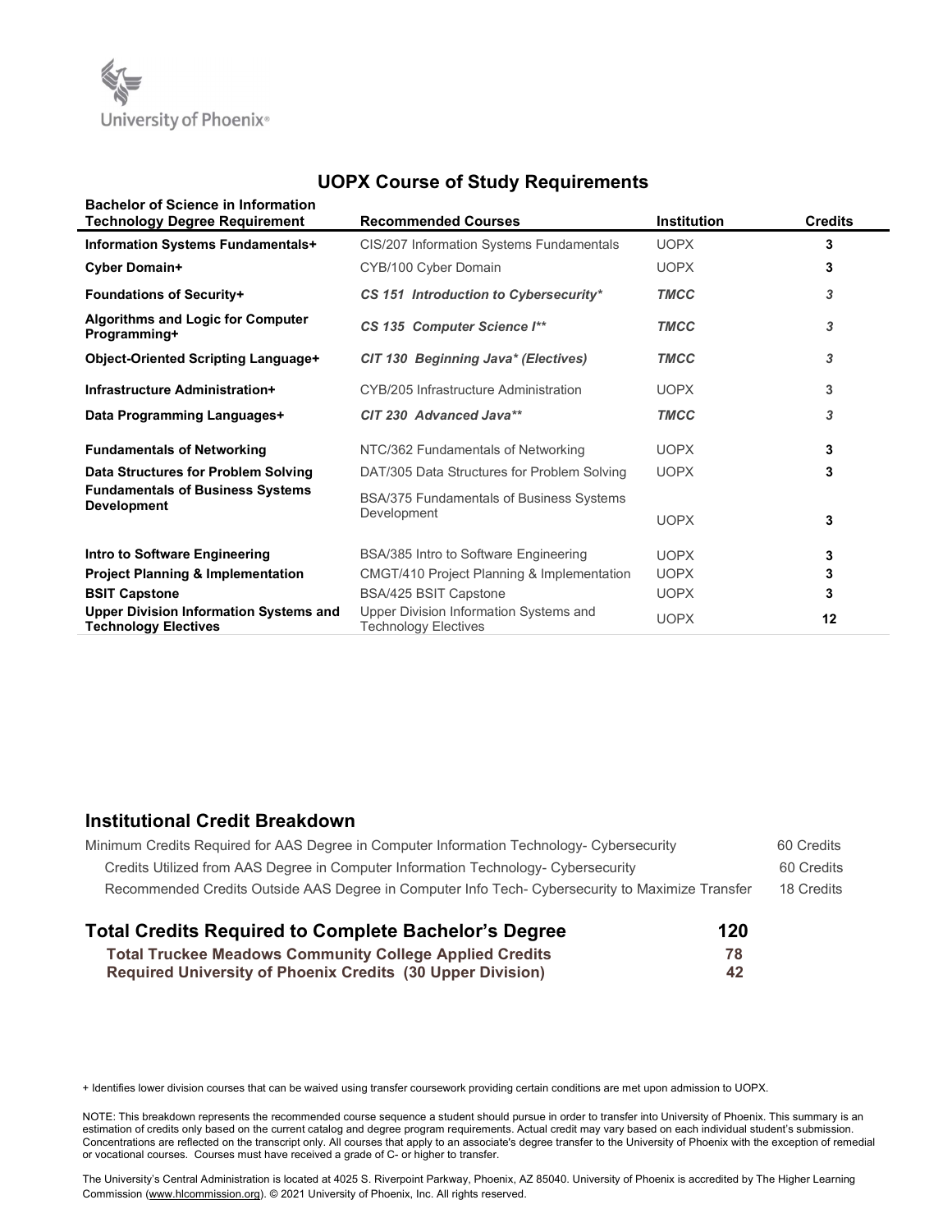University of Phoenix®

## UOPX Course of Study Requirements

| Bachelor of Science in Information Technology Degree Requirement | Recommended Courses | Institution | Credits |
|---|---|---|---|
| **Information Systems Fundamentals+** | CIS/207 Information Systems Fundamentals | UOPX | 3 |
| **Cyber Domain+** | CYB/100 Cyber Domain | UOPX | 3 |
| **Foundations of Security+** | ***CS 151 Introduction to Cybersecurity**** | ***TMCC*** | *3* |
| **Algorithms and Logic for Computer Programming+** | ***CS 135 Computer Science I***** | ***TMCC*** | *3* |
| **Object-Oriented Scripting Language+** | ***CIT 130 Beginning Java* (Electives)*** | ***TMCC*** | *3* |
| **Infrastructure Administration+** | CYB/205 Infrastructure Administration | UOPX | 3 |
| **Data Programming Languages+** | ***CIT 230 Advanced Java***** | ***TMCC*** | *3* |
| **Fundamentals of Networking** | NTC/362 Fundamentals of Networking | UOPX | 3 |
| **Data Structures for Problem Solving** | DAT/305 Data Structures for Problem Solving | UOPX | 3 |
| **Fundamentals of Business Systems Development** | BSA/375 Fundamentals of Business Systems Development | UOPX | 3 |
| **Intro to Software Engineering** | BSA/385 Intro to Software Engineering | UOPX | 3 |
| **Project Planning & Implementation** | CMGT/410 Project Planning & Implementation | UOPX | 3 |
| **BSIT Capstone** | BSA/425 BSIT Capstone | UOPX | 3 |
| **Upper Division Information Systems and Technology Electives** | Upper Division Information Systems and Technology Electives | UOPX | 12 |

## Institutional Credit Breakdown

| | |
|---|---|
| Minimum Credits Required for AAS Degree in Computer Information Technology- Cybersecurity | 60 Credits |
| Credits Utilized from AAS Degree in Computer Information Technology- Cybersecurity | 60 Credits |
| Recommended Credits Outside AAS Degree in Computer Info Tech- Cybersecurity to Maximize Transfer | 18 Credits |

| | |
|---|---|
| **Total Credits Required to Complete Bachelor's Degree** | **120** |
| **Total Truckee Meadows Community College Applied Credits** | **78** |
| **Required University of Phoenix Credits (30 Upper Division)** | **42** |

+ Identifies lower division courses that can be waived using transfer coursework providing certain conditions are met upon admission to UOPX.

NOTE: This breakdown represents the recommended course sequence a student should pursue in order to transfer into University of Phoenix. This summary is an estimation of credits only based on the current catalog and degree program requirements. Actual credit may vary based on each individual student's submission. Concentrations are reflected on the transcript only. All courses that apply to an associate's degree transfer to the University of Phoenix with the exception of remedial or vocational courses. Courses must have received a grade of C- or higher to transfer.

The University's Central Administration is located at 4025 S. Riverpoint Parkway, Phoenix, AZ 85040. University of Phoenix is accredited by The Higher Learning Commission (www.hlcommission.org). © 2021 University of Phoenix, Inc. All rights reserved.